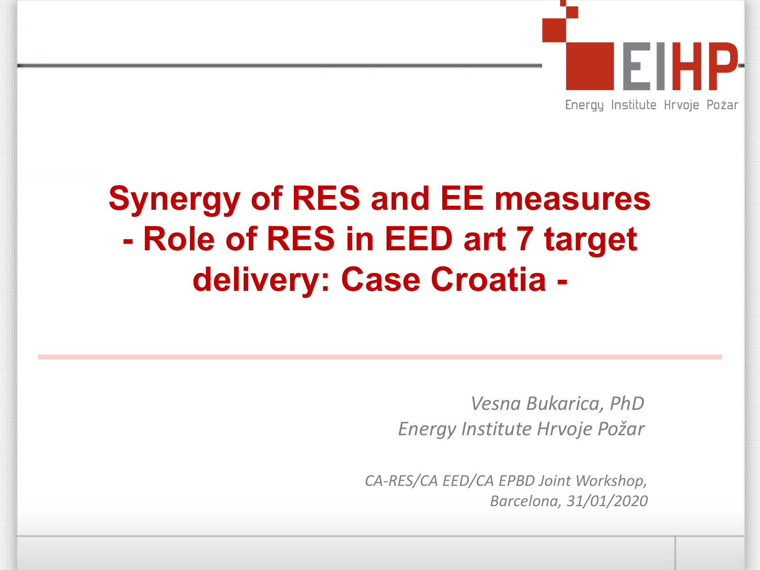EIHP

Energy Institute Hrvoje Požar

# Synergy of RES and EE measures - Role of RES in EED art 7 target delivery: Case Croatia -

*Vesna Bukarica, PhD*
*Energy Institute Hrvoje Požar*

*CA-RES/CA EED/CA EPBD Joint Workshop, Barcelona, 31/01/2020*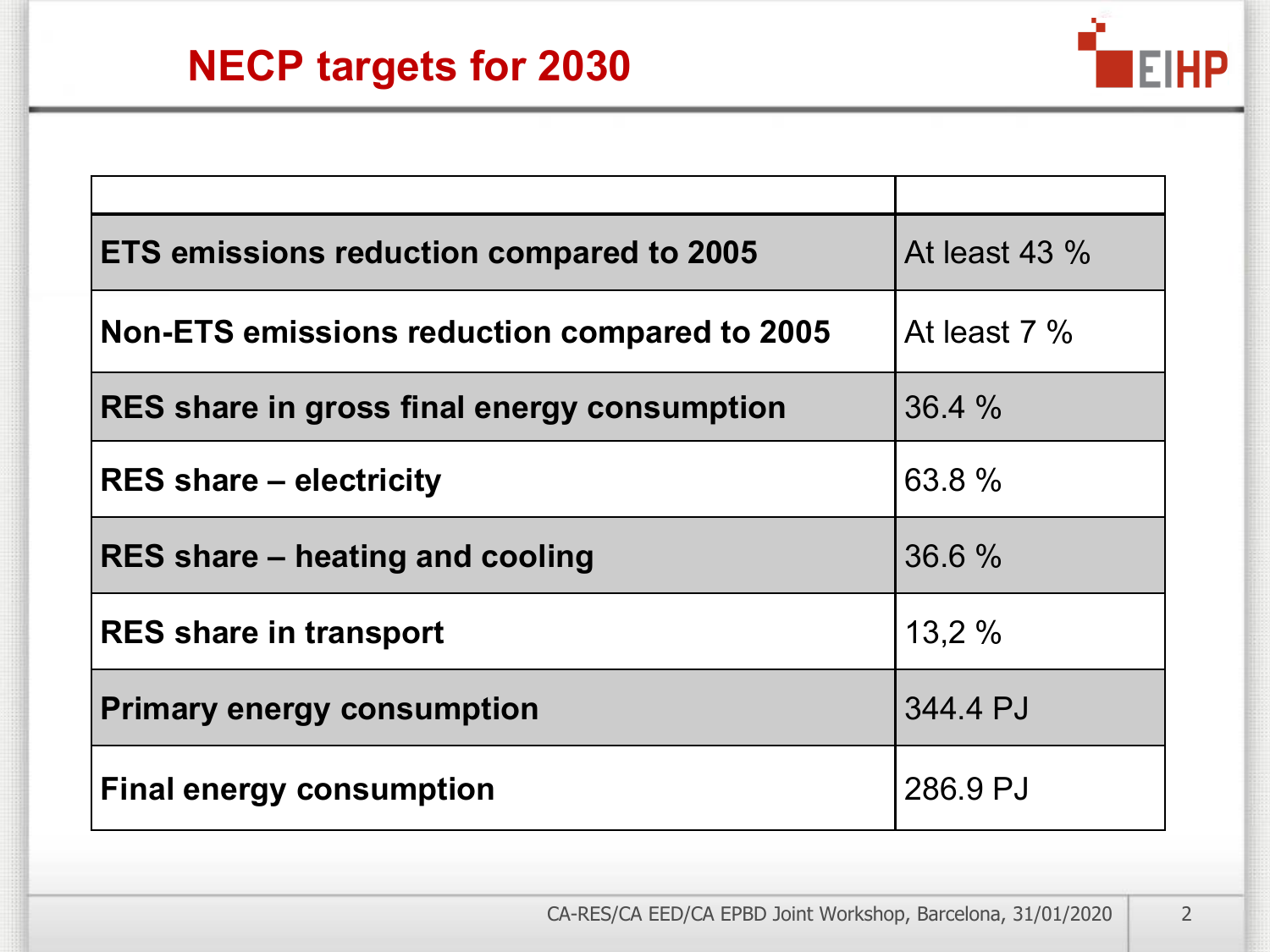# NECP targets for 2030

| | |
|---|---|
| **ETS emissions reduction compared to 2005** | At least 43 % |
| **Non-ETS emissions reduction compared to 2005** | At least 7 % |
| **RES share in gross final energy consumption** | 36.4 % |
| **RES share – electricity** | 63.8 % |
| **RES share – heating and cooling** | 36.6 % |
| **RES share in transport** | 13,2 % |
| **Primary energy consumption** | 344.4 PJ |
| **Final energy consumption** | 286.9 PJ |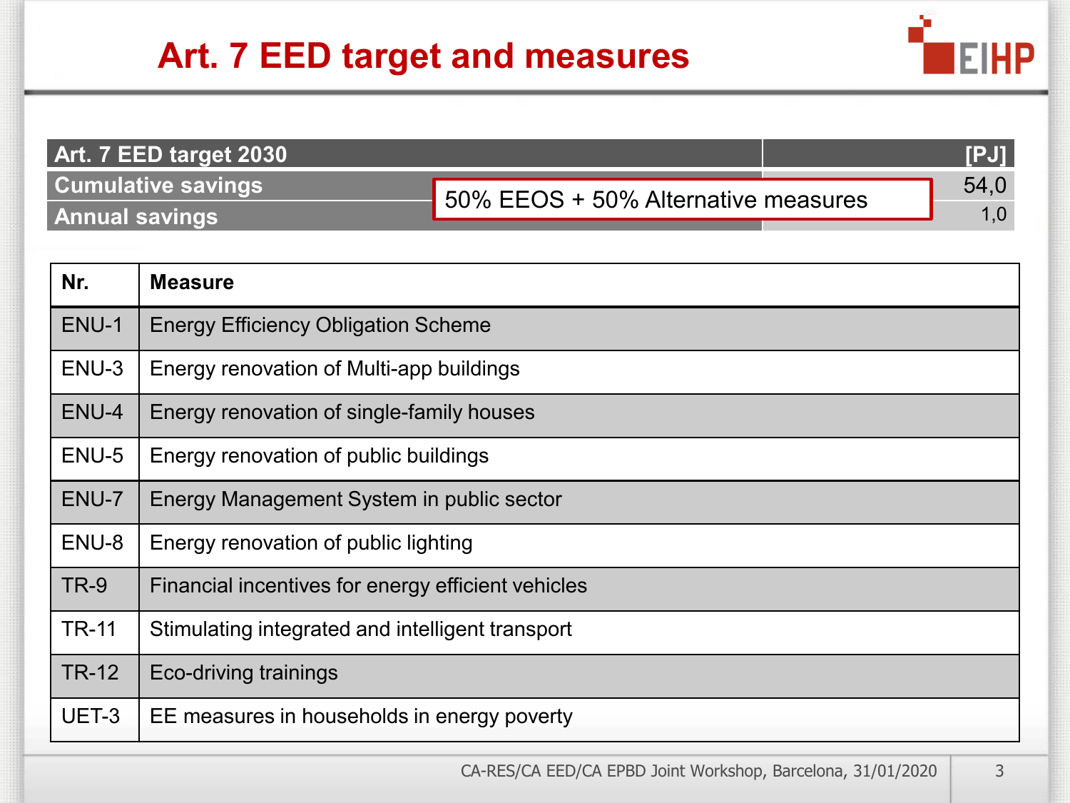# Art. 7 EED target and measures

| Art. 7 EED target 2030 | [PJ] |
|---|---|
| Cumulative savings | 54,0 |
| Annual savings | 1,0 |

50% EEOS + 50% Alternative measures

| Nr. | Measure |
|---|---|
| ENU-1 | Energy Efficiency Obligation Scheme |
| ENU-3 | Energy renovation of Multi-app buildings |
| ENU-4 | Energy renovation of single-family houses |
| ENU-5 | Energy renovation of public buildings |
| ENU-7 | Energy Management System in public sector |
| ENU-8 | Energy renovation of public lighting |
| TR-9 | Financial incentives for energy efficient vehicles |
| TR-11 | Stimulating integrated and intelligent transport |
| TR-12 | Eco-driving trainings |
| UET-3 | EE measures in households in energy poverty |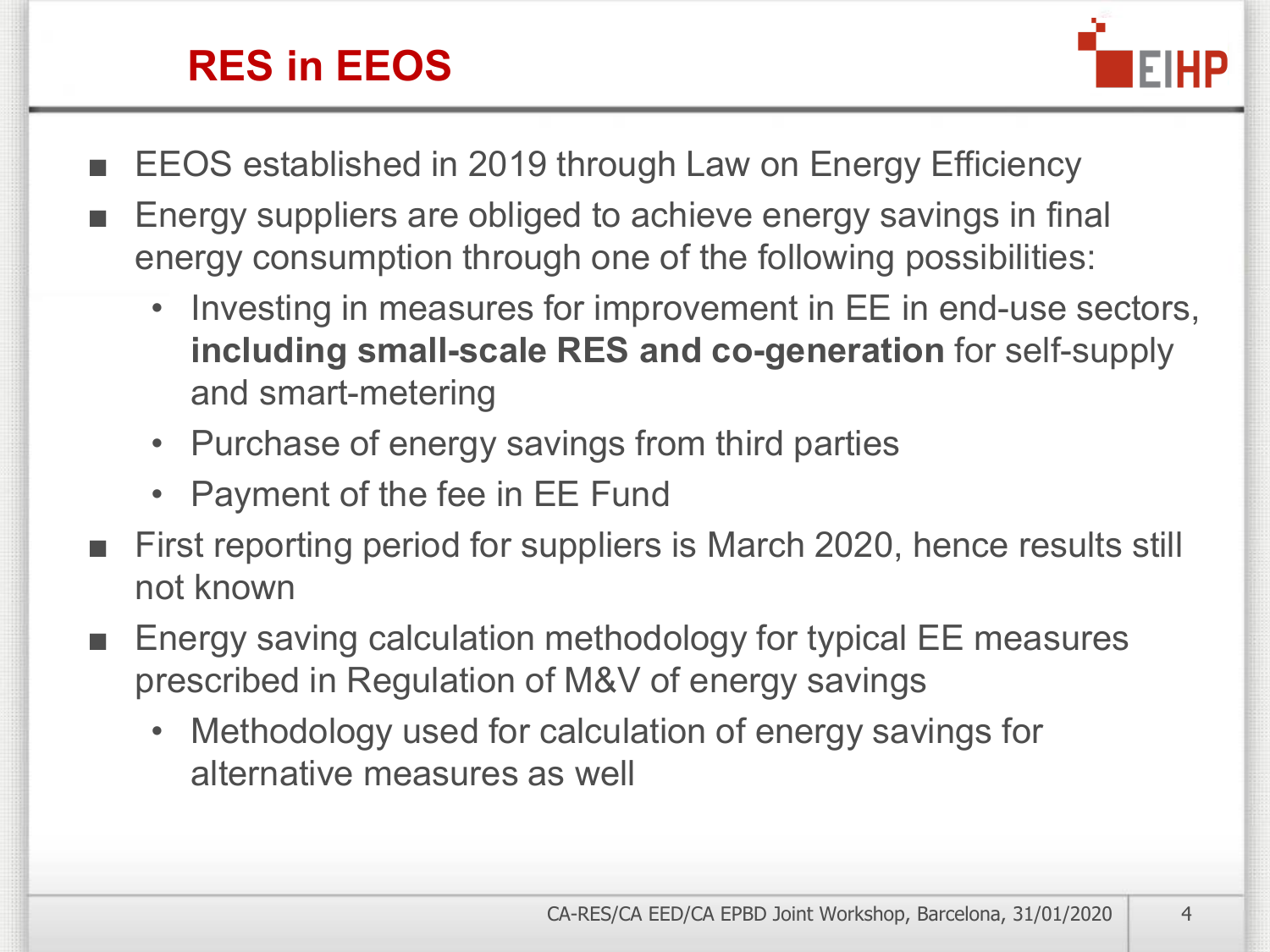# RES in EEOS

- EEOS established in 2019 through Law on Energy Efficiency
- Energy suppliers are obliged to achieve energy savings in final energy consumption through one of the following possibilities:
  - Investing in measures for improvement in EE in end-use sectors, **including small-scale RES and co-generation** for self-supply and smart-metering
  - Purchase of energy savings from third parties
  - Payment of the fee in EE Fund
- First reporting period for suppliers is March 2020, hence results still not known
- Energy saving calculation methodology for typical EE measures prescribed in Regulation of M&V of energy savings
  - Methodology used for calculation of energy savings for alternative measures as well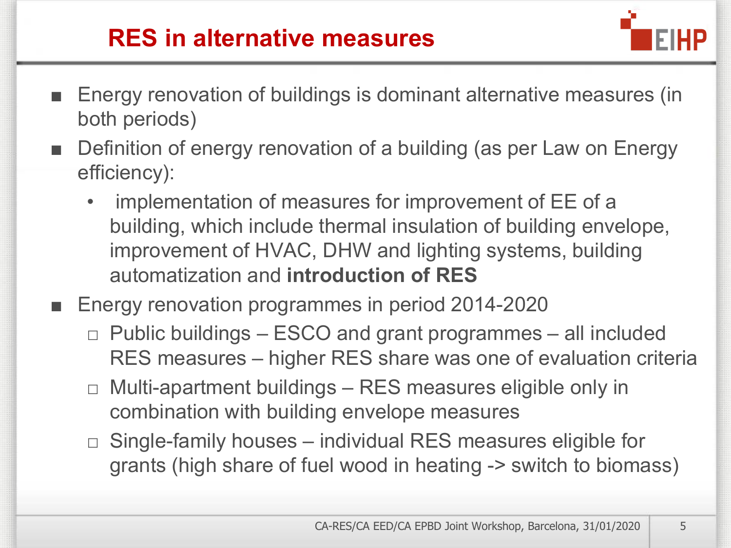# RES in alternative measures

- Energy renovation of buildings is dominant alternative measures (in both periods)
- Definition of energy renovation of a building (as per Law on Energy efficiency):
  - implementation of measures for improvement of EE of a building, which include thermal insulation of building envelope, improvement of HVAC, DHW and lighting systems, building automatization and **introduction of RES**
- Energy renovation programmes in period 2014-2020
  - Public buildings – ESCO and grant programmes – all included RES measures – higher RES share was one of evaluation criteria
  - Multi-apartment buildings – RES measures eligible only in combination with building envelope measures
  - Single-family houses – individual RES measures eligible for grants (high share of fuel wood in heating -> switch to biomass)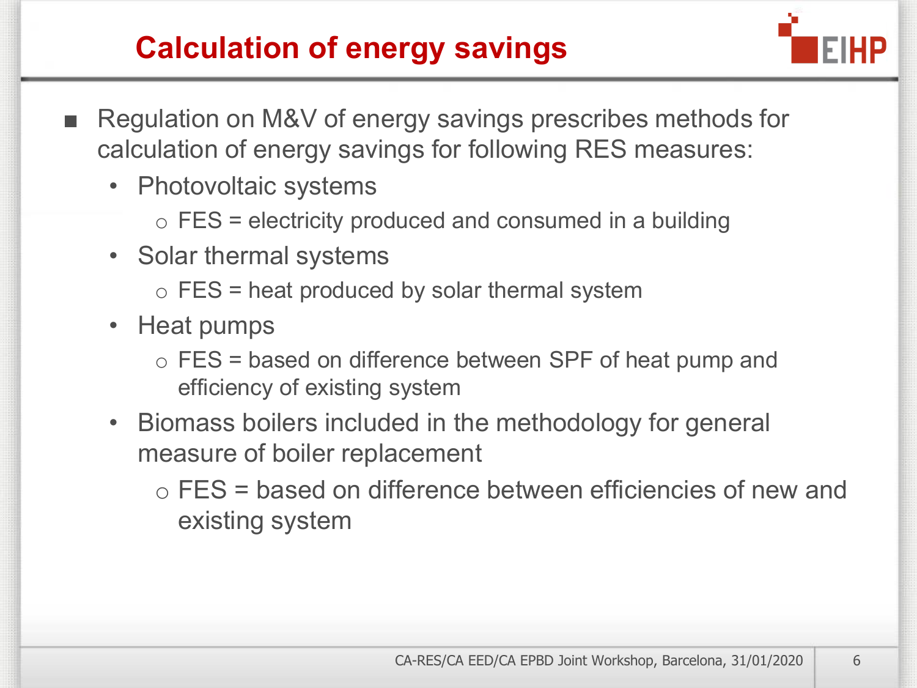# Calculation of energy savings

- Regulation on M&V of energy savings prescribes methods for calculation of energy savings for following RES measures:
  - Photovoltaic systems
    - FES = electricity produced and consumed in a building
  - Solar thermal systems
    - FES = heat produced by solar thermal system
  - Heat pumps
    - FES = based on difference between SPF of heat pump and efficiency of existing system
  - Biomass boilers included in the methodology for general measure of boiler replacement
    - FES = based on difference between efficiencies of new and existing system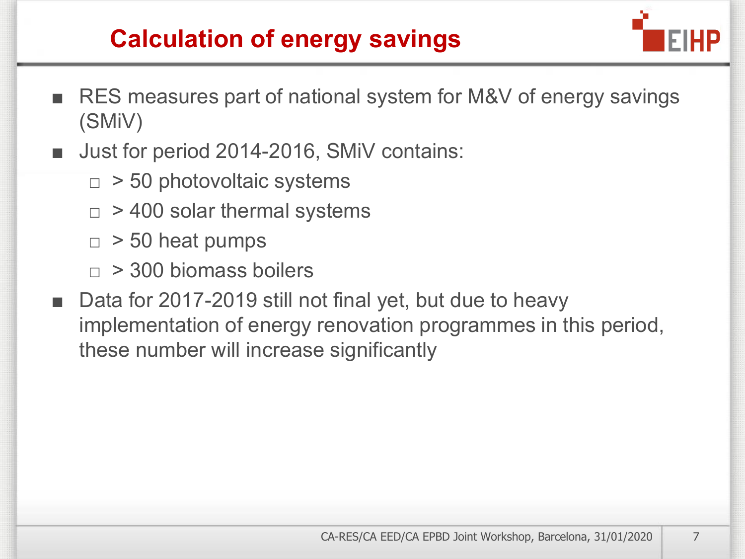# Calculation of energy savings

- RES measures part of national system for M&V of energy savings (SMiV)
- Just for period 2014-2016, SMiV contains:
  - > 50 photovoltaic systems
  - > 400 solar thermal systems
  - > 50 heat pumps
  - > 300 biomass boilers
- Data for 2017-2019 still not final yet, but due to heavy implementation of energy renovation programmes in this period, these number will increase significantly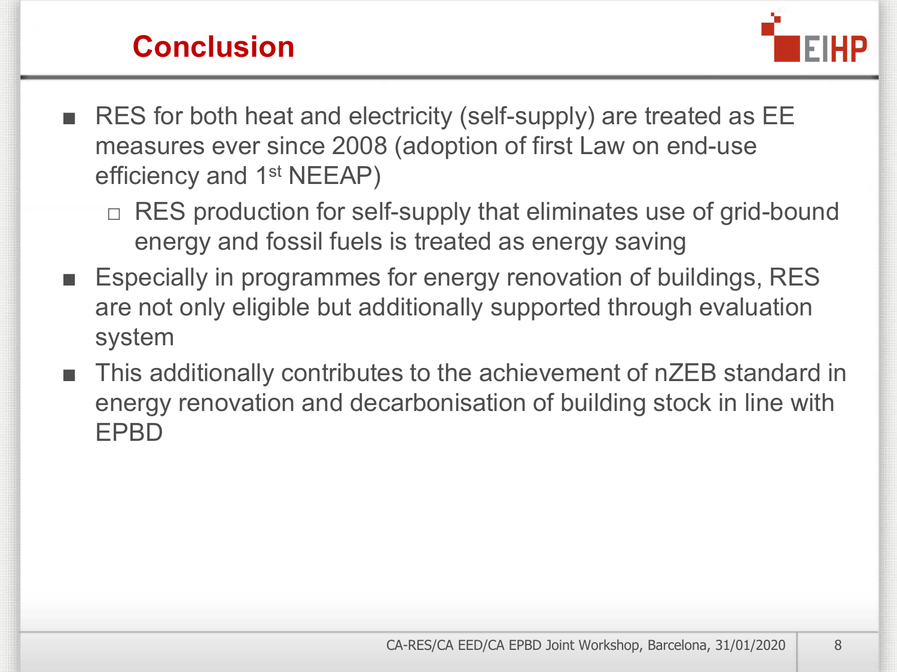## Conclusion

- RES for both heat and electricity (self-supply) are treated as EE measures ever since 2008 (adoption of first Law on end-use efficiency and 1st NEEAP)
  - RES production for self-supply that eliminates use of grid-bound energy and fossil fuels is treated as energy saving
- Especially in programmes for energy renovation of buildings, RES are not only eligible but additionally supported through evaluation system
- This additionally contributes to the achievement of nZEB standard in energy renovation and decarbonisation of building stock in line with EPBD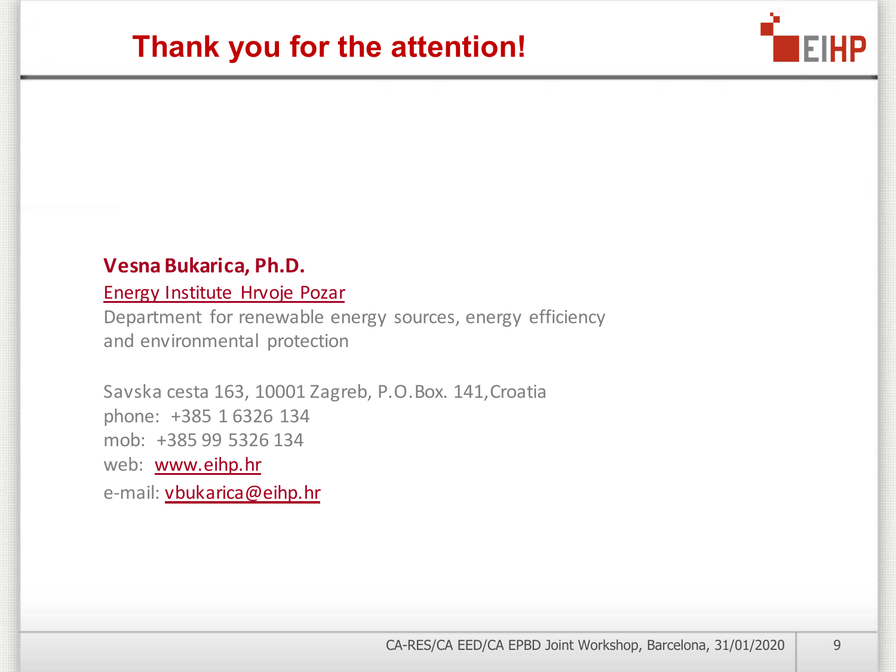# Thank you for the attention!

**Vesna Bukarica, Ph.D.**

Energy Institute Hrvoje Pozar

Department for renewable energy sources, energy efficiency and environmental protection

Savska cesta 163, 10001 Zagreb, P.O.Box. 141, Croatia
phone: +385 1 6326 134
mob: +385 99 5326 134
web: www.eihp.hr
e-mail: vbukarica@eihp.hr